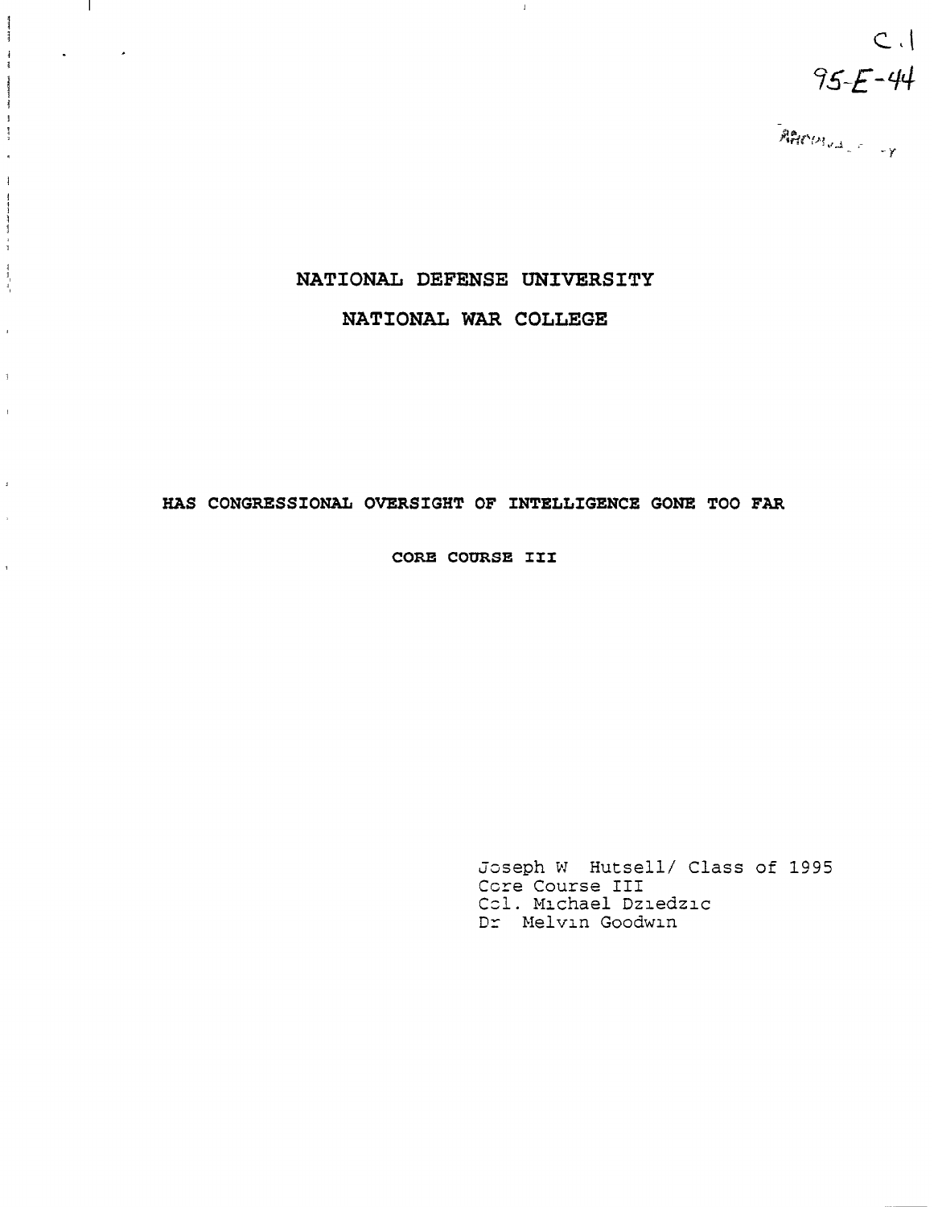C.1
95-E-44

ARCHIVAL COPY

# NATIONAL DEFENSE UNIVERSITY

# NATIONAL WAR COLLEGE

## HAS CONGRESSIONAL OVERSIGHT OF INTELLIGENCE GONE TOO FAR

**CORE COURSE III**

Joseph W Hutsell/ Class of 1995
Core Course III
Col. Michael Dziedzic
Dr Melvin Goodwin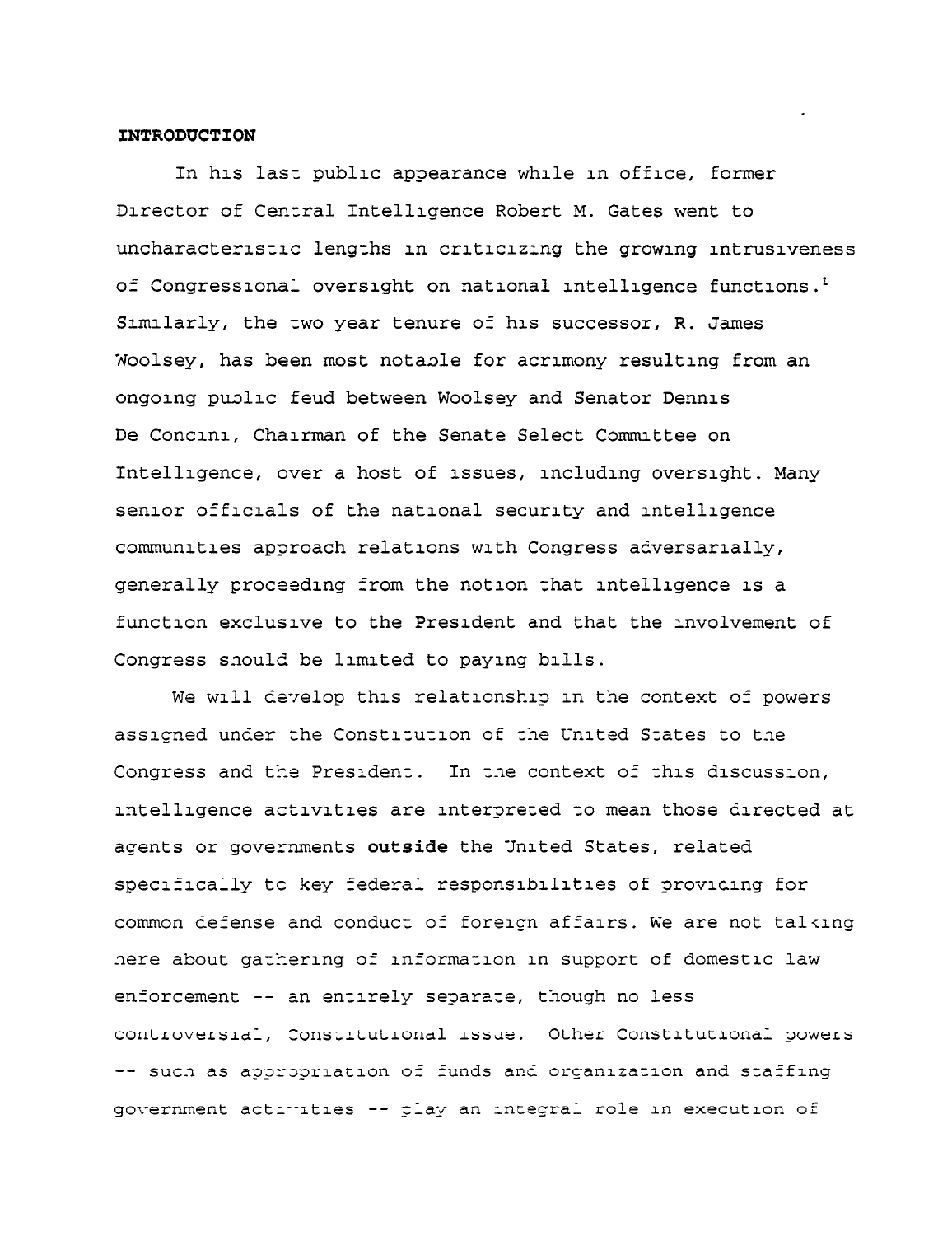**INTRODUCTION**

In his last public appearance while in office, former Director of Central Intelligence Robert M. Gates went to uncharacteristic lengths in criticizing the growing intrusiveness of Congressional oversight on national intelligence functions.[1] Similarly, the two year tenure of his successor, R. James Woolsey, has been most notable for acrimony resulting from an ongoing public feud between Woolsey and Senator Dennis De Concini, Chairman of the Senate Select Committee on Intelligence, over a host of issues, including oversight. Many senior officials of the national security and intelligence communities approach relations with Congress adversarially, generally proceeding from the notion that intelligence is a function exclusive to the President and that the involvement of Congress should be limited to paying bills.

We will develop this relationship in the context of powers assigned under the Constitution of the United States to the Congress and the President. In the context of this discussion, intelligence activities are interpreted to mean those directed at agents or governments **outside** the United States, related specifically to key federal responsibilities of providing for common defense and conduct of foreign affairs. We are not talking here about gathering of information in support of domestic law enforcement -- an entirely separate, though no less controversial, Constitutional issue. Other Constitutional powers -- such as appropriation of funds and organization and staffing government activities -- play an integral role in execution of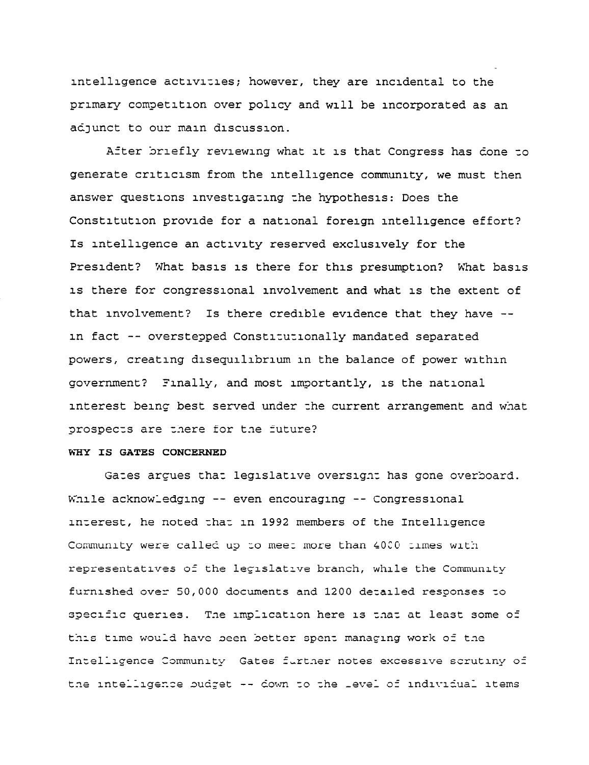intelligence activities; however, they are incidental to the primary competition over policy and will be incorporated as an adjunct to our main discussion.

After briefly reviewing what it is that Congress has done to generate criticism from the intelligence community, we must then answer questions investigating the hypothesis: Does the Constitution provide for a national foreign intelligence effort? Is intelligence an activity reserved exclusively for the President? What basis is there for this presumption? What basis is there for congressional involvement and what is the extent of that involvement? Is there credible evidence that they have -- in fact -- overstepped Constitutionally mandated separated powers, creating disequilibrium in the balance of power within government? Finally, and most importantly, is the national interest being best served under the current arrangement and what prospects are there for the future?

**WHY IS GATES CONCERNED**

Gates argues that legislative oversight has gone overboard. While acknowledging -- even encouraging -- Congressional interest, he noted that in 1992 members of the Intelligence Community were called up to meet more than 4000 times with representatives of the legislative branch, while the Community furnished over 50,000 documents and 1200 detailed responses to specific queries. The implication here is that at least some of this time would have been better spent managing work of the Intelligence Community Gates further notes excessive scrutiny of the intelligence budget -- down to the level of individual items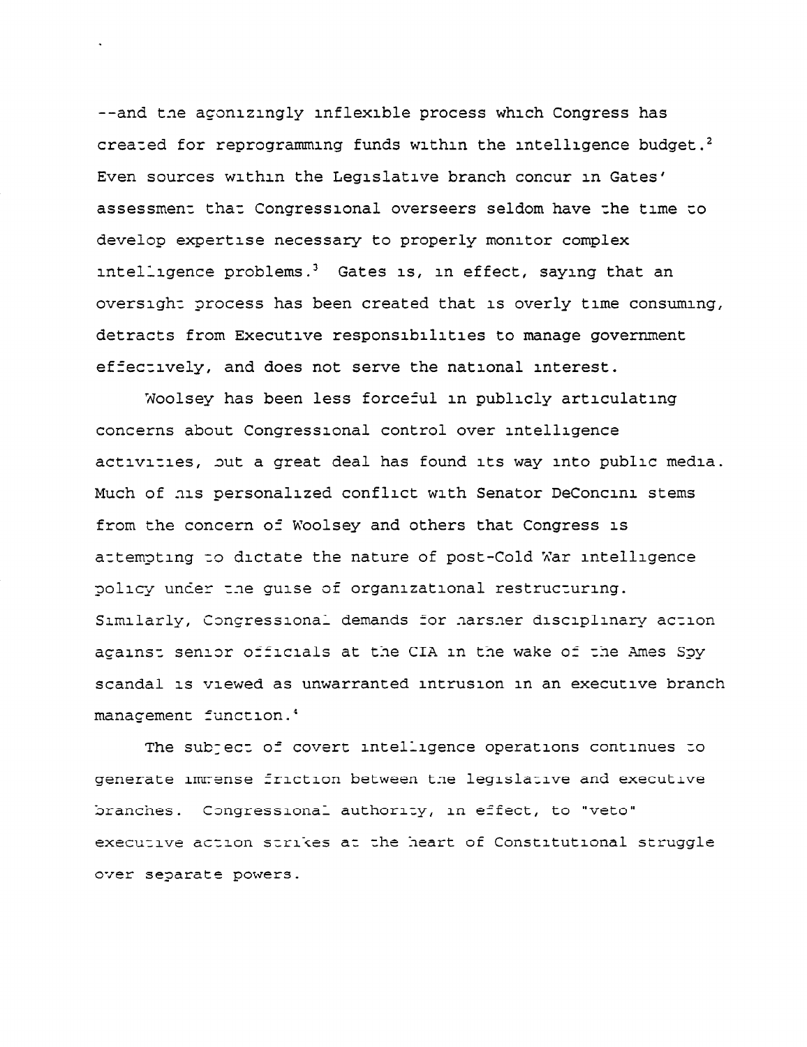--and the agonizingly inflexible process which Congress has created for reprogramming funds within the intelligence budget.[2] Even sources within the Legislative branch concur in Gates' assessment that Congressional overseers seldom have the time to develop expertise necessary to properly monitor complex intelligence problems.[3] Gates is, in effect, saying that an oversight process has been created that is overly time consuming, detracts from Executive responsibilities to manage government effectively, and does not serve the national interest.

Woolsey has been less forceful in publicly articulating concerns about Congressional control over intelligence activities, but a great deal has found its way into public media. Much of his personalized conflict with Senator DeConcini stems from the concern of Woolsey and others that Congress is attempting to dictate the nature of post-Cold War intelligence policy under the guise of organizational restructuring. Similarly, Congressional demands for harsher disciplinary action against senior officials at the CIA in the wake of the Ames Spy scandal is viewed as unwarranted intrusion in an executive branch management function.[4]

The subject of covert intelligence operations continues to generate immense friction between the legislative and executive branches. Congressional authority, in effect, to "veto" executive action strikes at the heart of Constitutional struggle over separate powers.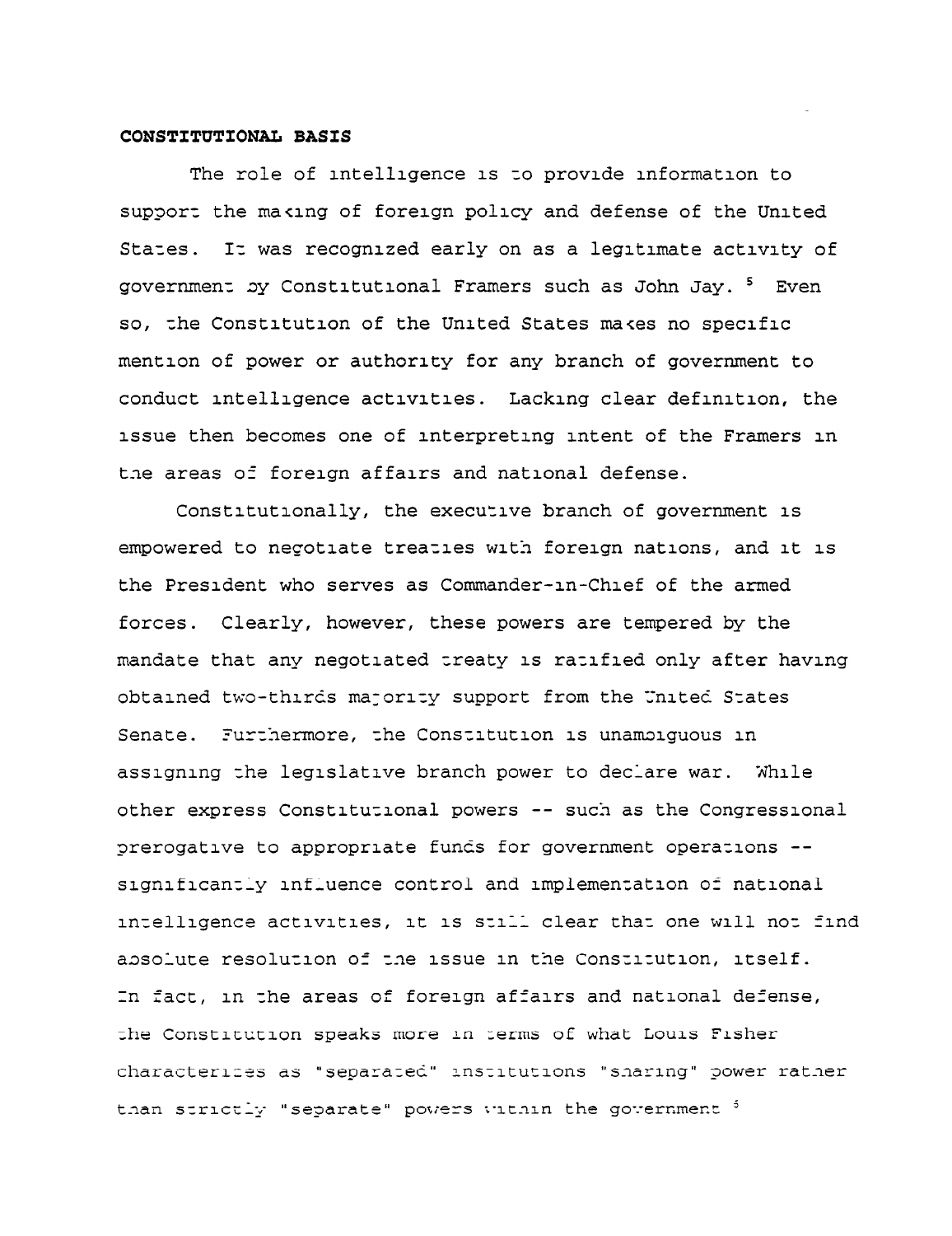**CONSTITUTIONAL BASIS**

The role of intelligence is to provide information to support the making of foreign policy and defense of the United States. It was recognized early on as a legitimate activity of government by Constitutional Framers such as John Jay. [5] Even so, the Constitution of the United States makes no specific mention of power or authority for any branch of government to conduct intelligence activities. Lacking clear definition, the issue then becomes one of interpreting intent of the Framers in the areas of foreign affairs and national defense.

Constitutionally, the executive branch of government is empowered to negotiate treaties with foreign nations, and it is the President who serves as Commander-in-Chief of the armed forces. Clearly, however, these powers are tempered by the mandate that any negotiated treaty is ratified only after having obtained two-thirds majority support from the United States Senate. Furthermore, the Constitution is unambiguous in assigning the legislative branch power to declare war. While other express Constitutional powers -- such as the Congressional prerogative to appropriate funds for government operations -- significantly influence control and implementation of national intelligence activities, it is still clear that one will not find absolute resolution of the issue in the Constitution, itself. In fact, in the areas of foreign affairs and national defense, the Constitution speaks more in terms of what Louis Fisher characterizes as "separated" institutions "sharing" power rather than strictly "separate" powers within the government [6]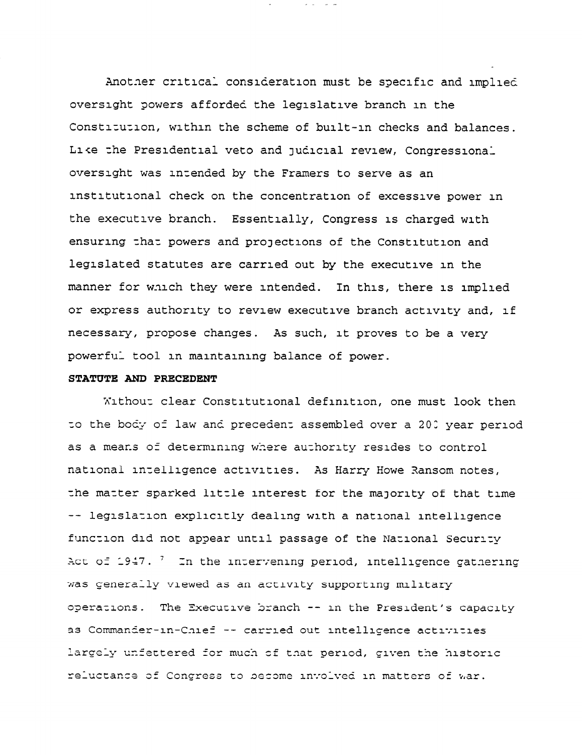Another critical consideration must be specific and implied oversight powers afforded the legislative branch in the Constitution, within the scheme of built-in checks and balances. Like the Presidential veto and judicial review, Congressional oversight was intended by the Framers to serve as an institutional check on the concentration of excessive power in the executive branch. Essentially, Congress is charged with ensuring that powers and projections of the Constitution and legislated statutes are carried out by the executive in the manner for which they were intended. In this, there is implied or express authority to review executive branch activity and, if necessary, propose changes. As such, it proves to be a very powerful tool in maintaining balance of power.

**STATUTE AND PRECEDENT**

Without clear Constitutional definition, one must look then to the body of law and precedent assembled over a 200 year period as a means of determining where authority resides to control national intelligence activities. As Harry Howe Ransom notes, the matter sparked little interest for the majority of that time -- legislation explicitly dealing with a national intelligence function did not appear until passage of the National Security Act of 1947.[7] In the intervening period, intelligence gathering was generally viewed as an activity supporting military operations. The Executive branch -- in the President's capacity as Commander-in-Chief -- carried out intelligence activities largely unfettered for much of that period, given the historic reluctance of Congress to become involved in matters of war.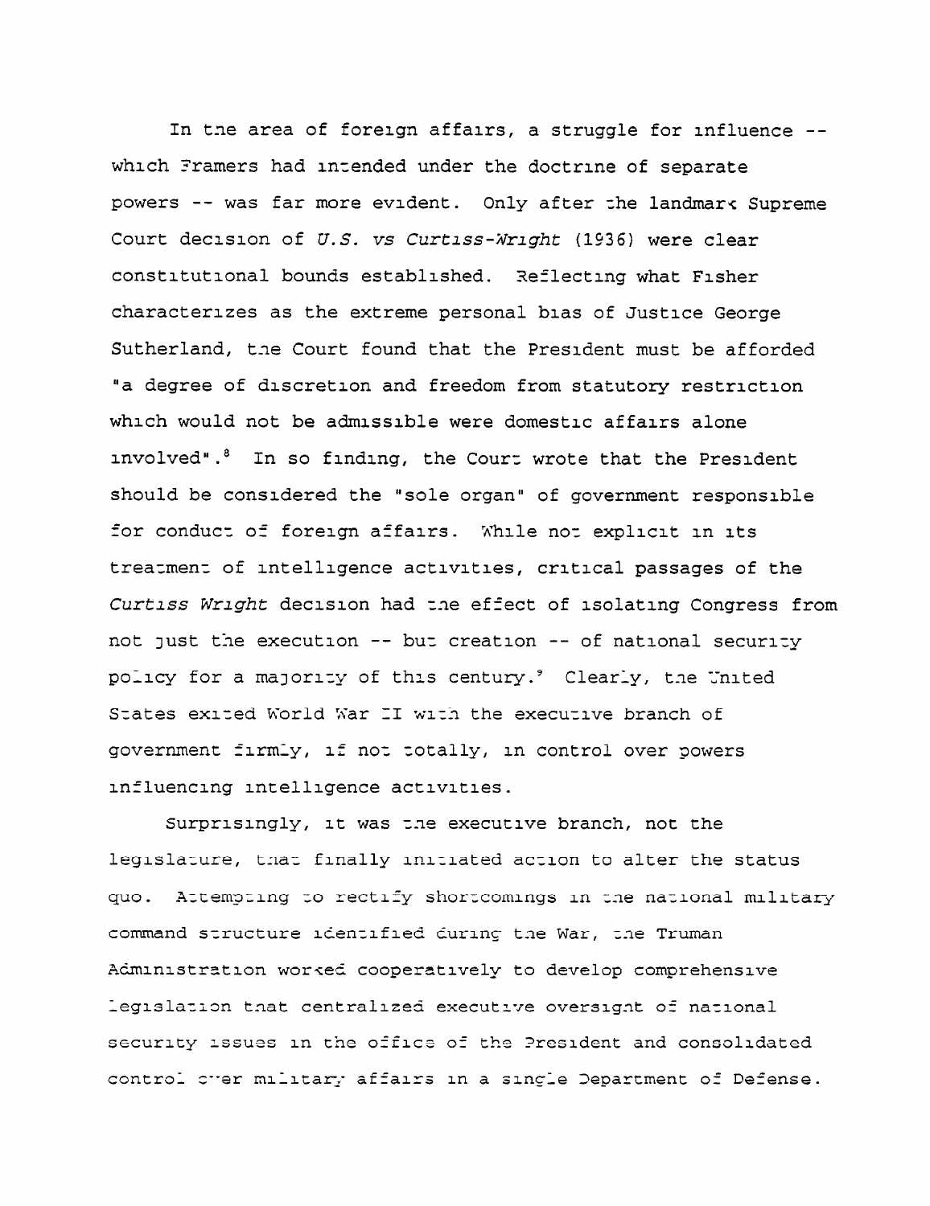In the area of foreign affairs, a struggle for influence -- which Framers had intended under the doctrine of separate powers -- was far more evident. Only after the landmark Supreme Court decision of *U.S. vs Curtiss-Wright* (1936) were clear constitutional bounds established. Reflecting what Fisher characterizes as the extreme personal bias of Justice George Sutherland, the Court found that the President must be afforded "a degree of discretion and freedom from statutory restriction which would not be admissible were domestic affairs alone involved".[8] In so finding, the Court wrote that the President should be considered the "sole organ" of government responsible for conduct of foreign affairs. While not explicit in its treatment of intelligence activities, critical passages of the *Curtiss Wright* decision had the effect of isolating Congress from not just the execution -- but creation -- of national security policy for a majority of this century.[9] Clearly, the United States exited World War II with the executive branch of government firmly, if not totally, in control over powers influencing intelligence activities.

Surprisingly, it was the executive branch, not the legislature, that finally initiated action to alter the status quo. Attempting to rectify shortcomings in the national military command structure identified during the War, the Truman Administration worked cooperatively to develop comprehensive legislation that centralized executive oversight of national security issues in the office of the President and consolidated control over military affairs in a single Department of Defense.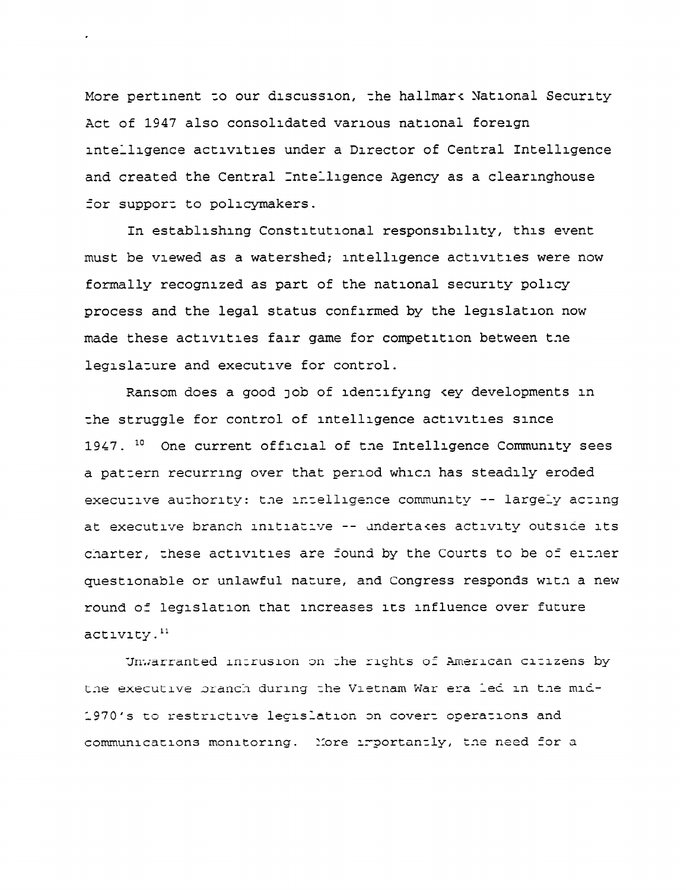More pertinent to our discussion, the hallmark National Security Act of 1947 also consolidated various national foreign intelligence activities under a Director of Central Intelligence and created the Central Intelligence Agency as a clearinghouse for support to policymakers.

In establishing Constitutional responsibility, this event must be viewed as a watershed; intelligence activities were now formally recognized as part of the national security policy process and the legal status confirmed by the legislation now made these activities fair game for competition between the legislature and executive for control.

Ransom does a good job of identifying key developments in the struggle for control of intelligence activities since 1947. [10] One current official of the Intelligence Community sees a pattern recurring over that period which has steadily eroded executive authority: the intelligence community -- largely acting at executive branch initiative -- undertakes activity outside its charter, these activities are found by the Courts to be of either questionable or unlawful nature, and Congress responds with a new round of legislation that increases its influence over future activity.[11]

Unwarranted intrusion on the rights of American citizens by the executive branch during the Vietnam War era led in the mid-1970's to restrictive legislation on covert operations and communications monitoring. More importantly, the need for a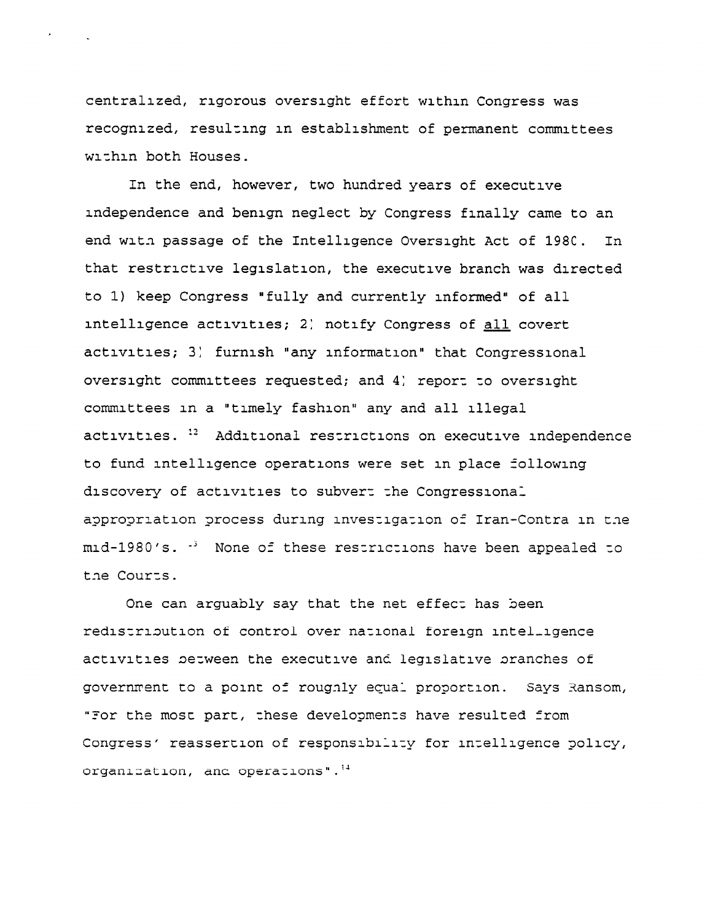centralized, rigorous oversight effort within Congress was recognized, resulting in establishment of permanent committees within both Houses.

In the end, however, two hundred years of executive independence and benign neglect by Congress finally came to an end with passage of the Intelligence Oversight Act of 1980. In that restrictive legislation, the executive branch was directed to 1) keep Congress "fully and currently informed" of all intelligence activities; 2) notify Congress of <u>all</u> covert activities; 3) furnish "any information" that Congressional oversight committees requested; and 4) report to oversight committees in a "timely fashion" any and all illegal activities. [12] Additional restrictions on executive independence to fund intelligence operations were set in place following discovery of activities to subvert the Congressional appropriation process during investigation of Iran-Contra in the mid-1980's. [13] None of these restrictions have been appealed to the Courts.

One can arguably say that the net effect has been redistribution of control over national foreign intelligence activities between the executive and legislative branches of government to a point of roughly equal proportion. Says Ransom, "For the most part, these developments have resulted from Congress' reassertion of responsibility for intelligence policy, organization, and operations". [14]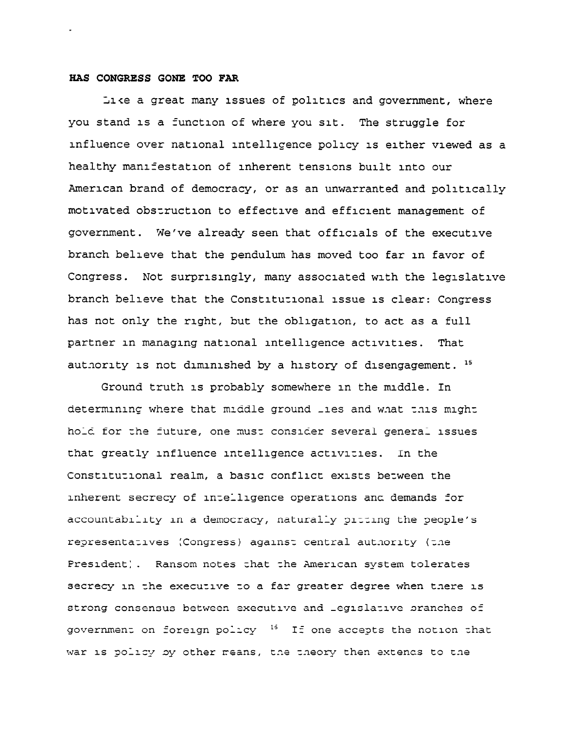**HAS CONGRESS GONE TOO FAR**

Like a great many issues of politics and government, where you stand is a function of where you sit. The struggle for influence over national intelligence policy is either viewed as a healthy manifestation of inherent tensions built into our American brand of democracy, or as an unwarranted and politically motivated obstruction to effective and efficient management of government. We've already seen that officials of the executive branch believe that the pendulum has moved too far in favor of Congress. Not surprisingly, many associated with the legislative branch believe that the Constitutional issue is clear: Congress has not only the right, but the obligation, to act as a full partner in managing national intelligence activities. That authority is not diminished by a history of disengagement. [15]

Ground truth is probably somewhere in the middle. In determining where that middle ground lies and what this might hold for the future, one must consider several general issues that greatly influence intelligence activities. In the Constitutional realm, a basic conflict exists between the inherent secrecy of intelligence operations and demands for accountability in a democracy, naturally pitting the people's representatives (Congress) against central authority (the President). Ransom notes that the American system tolerates secrecy in the executive to a far greater degree when there is strong consensus between executive and legislative branches of government on foreign policy [16] If one accepts the notion that war is policy by other means, the theory then extends to the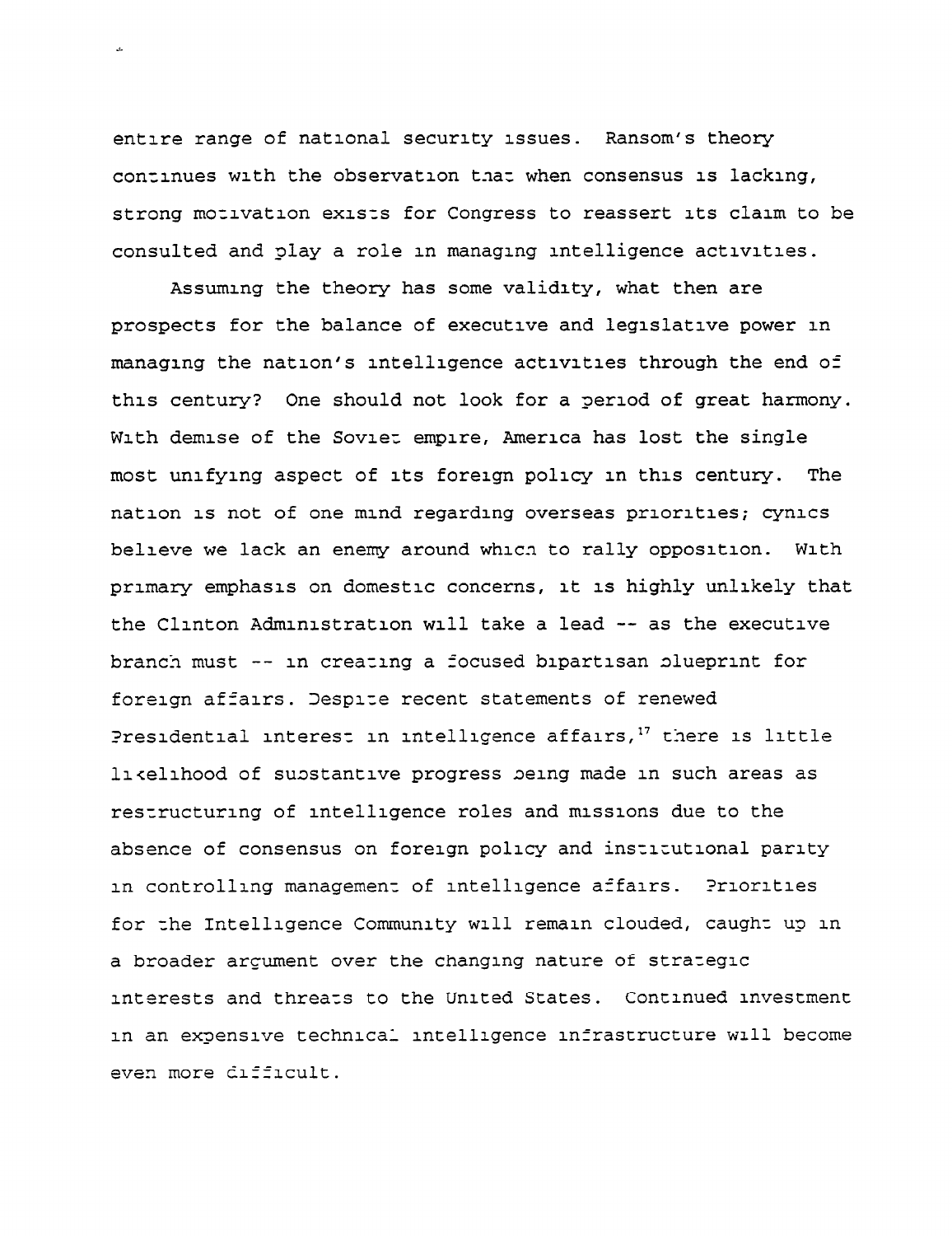entire range of national security issues. Ransom's theory continues with the observation that when consensus is lacking, strong motivation exists for Congress to reassert its claim to be consulted and play a role in managing intelligence activities.

Assuming the theory has some validity, what then are prospects for the balance of executive and legislative power in managing the nation's intelligence activities through the end of this century? One should not look for a period of great harmony. With demise of the Soviet empire, America has lost the single most unifying aspect of its foreign policy in this century. The nation is not of one mind regarding overseas priorities; cynics believe we lack an enemy around which to rally opposition. With primary emphasis on domestic concerns, it is highly unlikely that the Clinton Administration will take a lead -- as the executive branch must -- in creating a focused bipartisan blueprint for foreign affairs. Despite recent statements of renewed Presidential interest in intelligence affairs,[17] there is little likelihood of substantive progress being made in such areas as restructuring of intelligence roles and missions due to the absence of consensus on foreign policy and institutional parity in controlling management of intelligence affairs. Priorities for the Intelligence Community will remain clouded, caught up in a broader argument over the changing nature of strategic interests and threats to the United States. Continued investment in an expensive technical intelligence infrastructure will become even more difficult.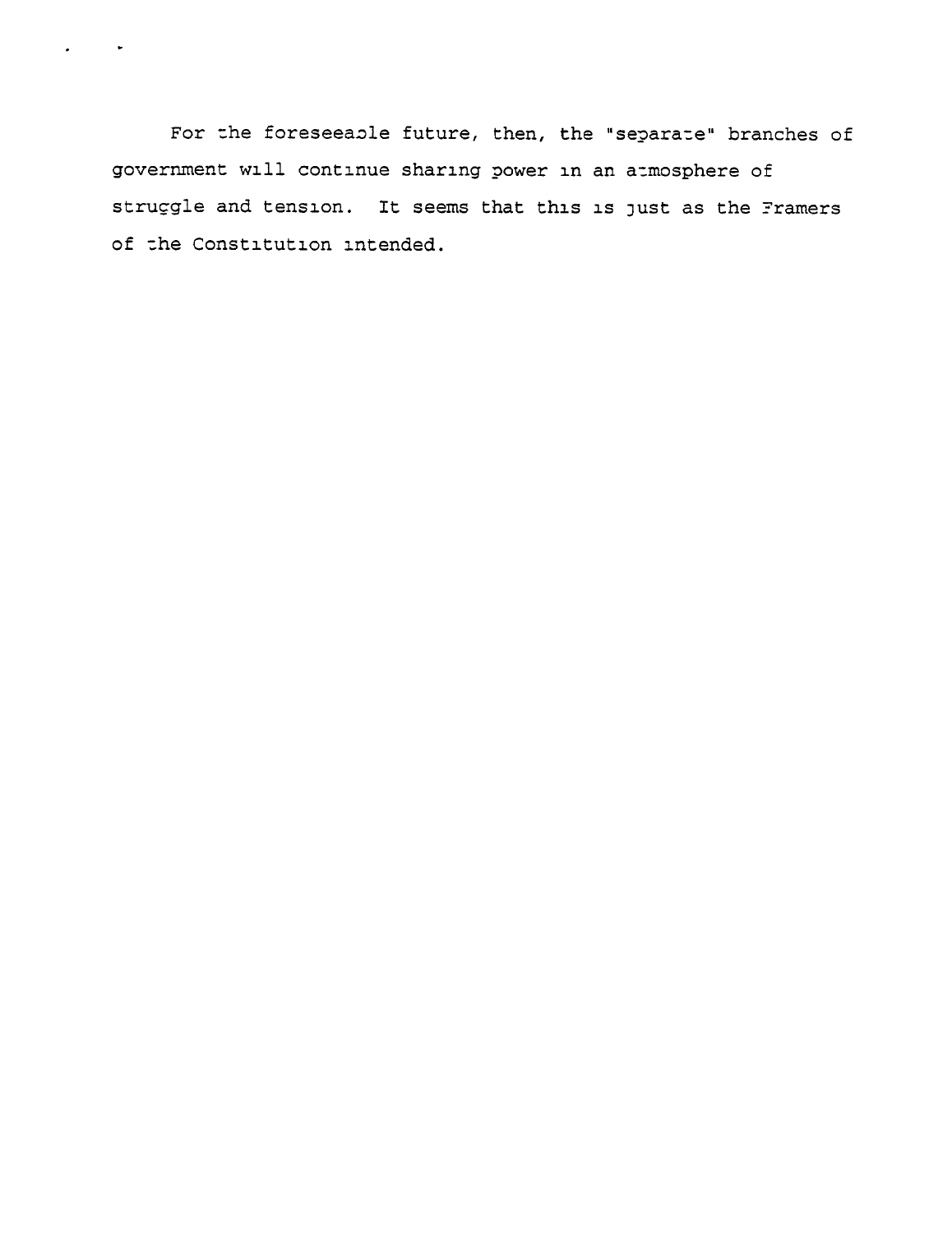For the foreseeable future, then, the "separate" branches of government will continue sharing power in an atmosphere of struggle and tension. It seems that this is just as the Framers of the Constitution intended.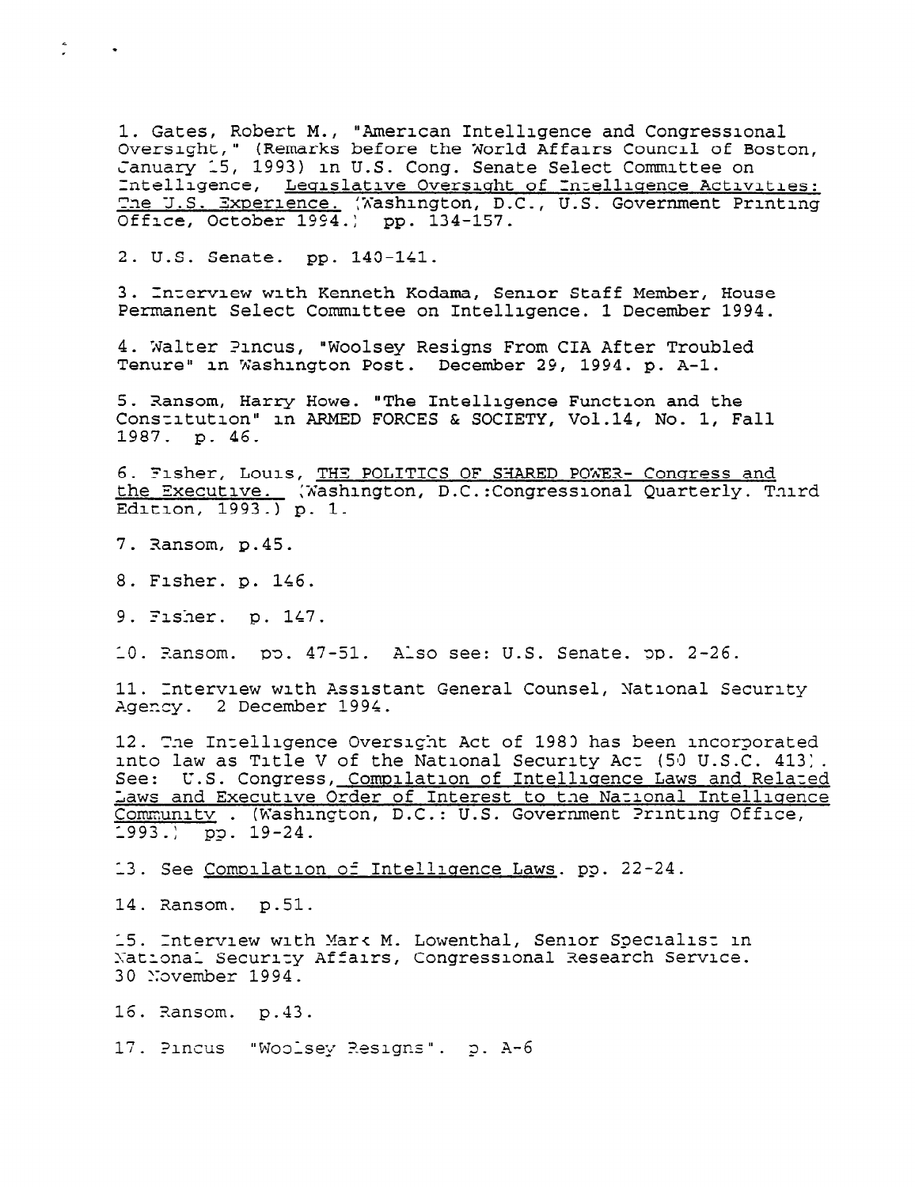1. Gates, Robert M., "American Intelligence and Congressional Oversight," (Remarks before the World Affairs Council of Boston, January 15, 1993) in U.S. Cong. Senate Select Committee on Intelligence, Legislative Oversight of Intelligence Activities: The U.S. Experience. (Washington, D.C., U.S. Government Printing Office, October 1994.) pp. 134-157.

2. U.S. Senate. pp. 140-141.

3. Interview with Kenneth Kodama, Senior Staff Member, House Permanent Select Committee on Intelligence. 1 December 1994.

4. Walter Pincus, "Woolsey Resigns From CIA After Troubled Tenure" in Washington Post. December 29, 1994. p. A-1.

5. Ransom, Harry Howe. "The Intelligence Function and the Constitution" in ARMED FORCES & SOCIETY, Vol.14, No. 1, Fall 1987. p. 46.

6. Fisher, Louis, THE POLITICS OF SHARED POWER- Congress and the Executive. (Washington, D.C.:Congressional Quarterly. Third Edition, 1993.) p. 1.

7. Ransom, p.45.

8. Fisher. p. 146.

9. Fisher. p. 147.

10. Ransom. pp. 47-51. Also see: U.S. Senate. pp. 2-26.

11. Interview with Assistant General Counsel, National Security Agency. 2 December 1994.

12. The Intelligence Oversight Act of 1980 has been incorporated into law as Title V of the National Security Act (50 U.S.C. 413). See: U.S. Congress, Compilation of Intelligence Laws and Related Laws and Executive Order of Interest to the National Intelligence Community . (Washington, D.C.: U.S. Government Printing Office, 1993.) pp. 19-24.

13. See Compilation of Intelligence Laws. pp. 22-24.

14. Ransom. p.51.

15. Interview with Mark M. Lowenthal, Senior Specialist in National Security Affairs, Congressional Research Service. 30 November 1994.

16. Ransom. p.43.

17. Pincus "Woolsey Resigns". p. A-6